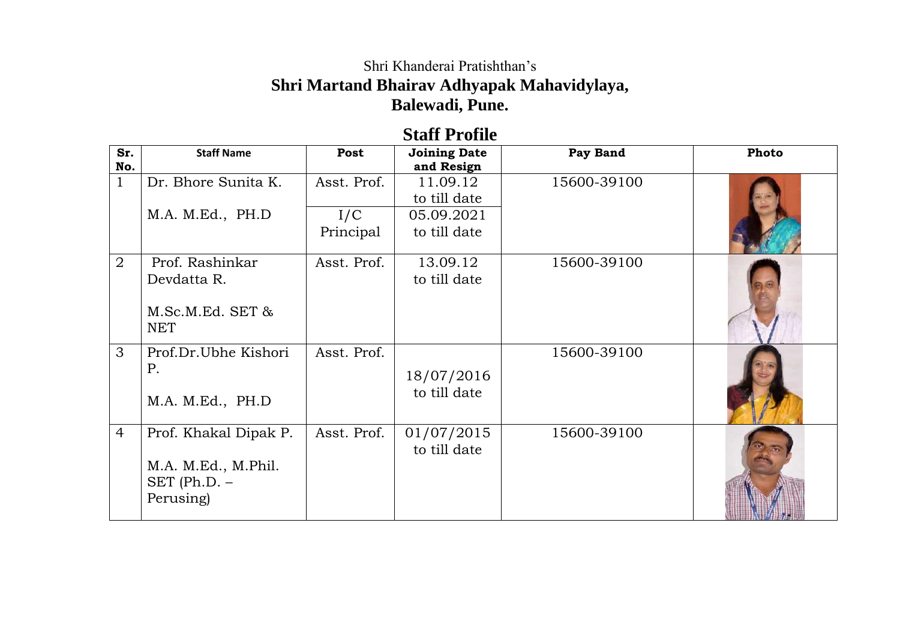Shri Khanderai Pratishthan's

**Shri Martand Bhairav Adhyapak Mahavidylaya,**
**Balewadi, Pune.**

## Staff Profile

| Sr. No. | Staff Name | Post | Joining Date and Resign | Pay Band | Photo |
|---|---|---|---|---|---|
| 1 | Dr. Bhore Sunita K. M.A. M.Ed., PH.D | Asst. Prof. | 11.09.12 to till date | 15600-39100 | |
| | | I/C Principal | 05.09.2021 to till date | | |
| 2 | Prof. Rashinkar Devdatta R. M.Sc.M.Ed. SET & NET | Asst. Prof. | 13.09.12 to till date | 15600-39100 | |
| 3 | Prof.Dr.Ubhe Kishori P. M.A. M.Ed., PH.D | Asst. Prof. | 18/07/2016 to till date | 15600-39100 | |
| 4 | Prof. Khakal Dipak P. M.A. M.Ed., M.Phil. SET (Ph.D. – Perusing) | Asst. Prof. | 01/07/2015 to till date | 15600-39100 | |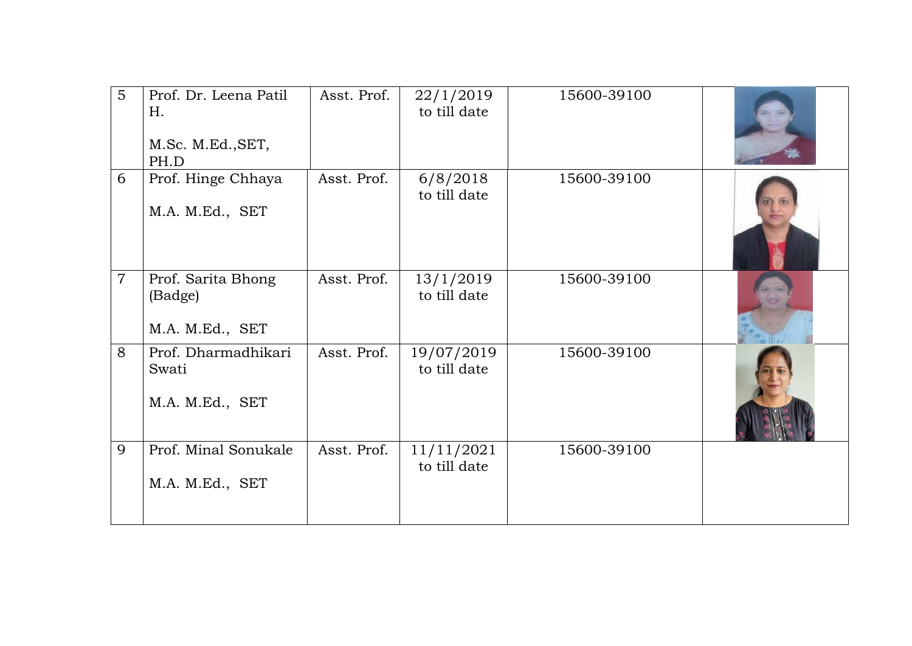| 5 | Prof. Dr. Leena Patil H.<br><br>M.Sc. M.Ed.,SET, PH.D | Asst. Prof. | 22/1/2019 to till date | 15600-39100 | |
|---|---|---|---|---|---|
| 6 | Prof. Hinge Chhaya<br><br>M.A. M.Ed., SET | Asst. Prof. | 6/8/2018 to till date | 15600-39100 | |
| 7 | Prof. Sarita Bhong (Badge)<br><br>M.A. M.Ed., SET | Asst. Prof. | 13/1/2019 to till date | 15600-39100 | |
| 8 | Prof. Dharmadhikari Swati<br><br>M.A. M.Ed., SET | Asst. Prof. | 19/07/2019 to till date | 15600-39100 | |
| 9 | Prof. Minal Sonukale<br><br>M.A. M.Ed., SET | Asst. Prof. | 11/11/2021 to till date | 15600-39100 | |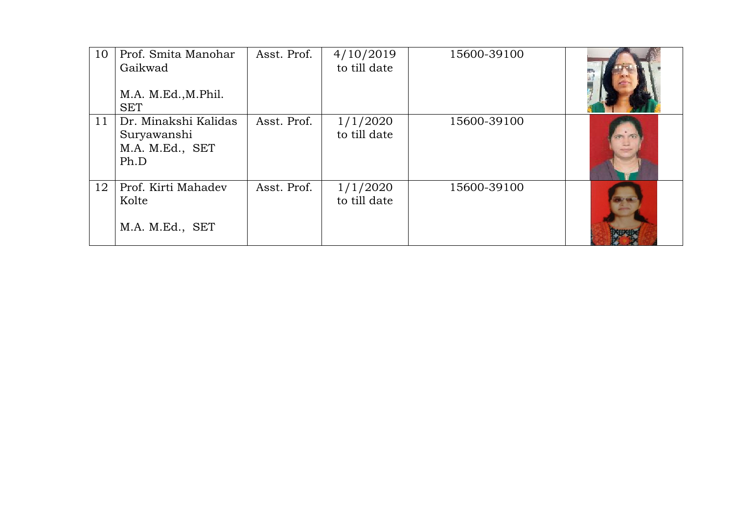| | | | | | |
|---|---|---|---|---|---|
| 10 | Prof. Smita Manohar Gaikwad<br><br>M.A. M.Ed.,M.Phil. SET | Asst. Prof. | 4/10/2019 to till date | 15600-39100 | |
| 11 | Dr. Minakshi Kalidas Suryawanshi<br>M.A. M.Ed., SET Ph.D | Asst. Prof. | 1/1/2020 to till date | 15600-39100 | |
| 12 | Prof. Kirti Mahadev Kolte<br><br>M.A. M.Ed., SET | Asst. Prof. | 1/1/2020 to till date | 15600-39100 | |